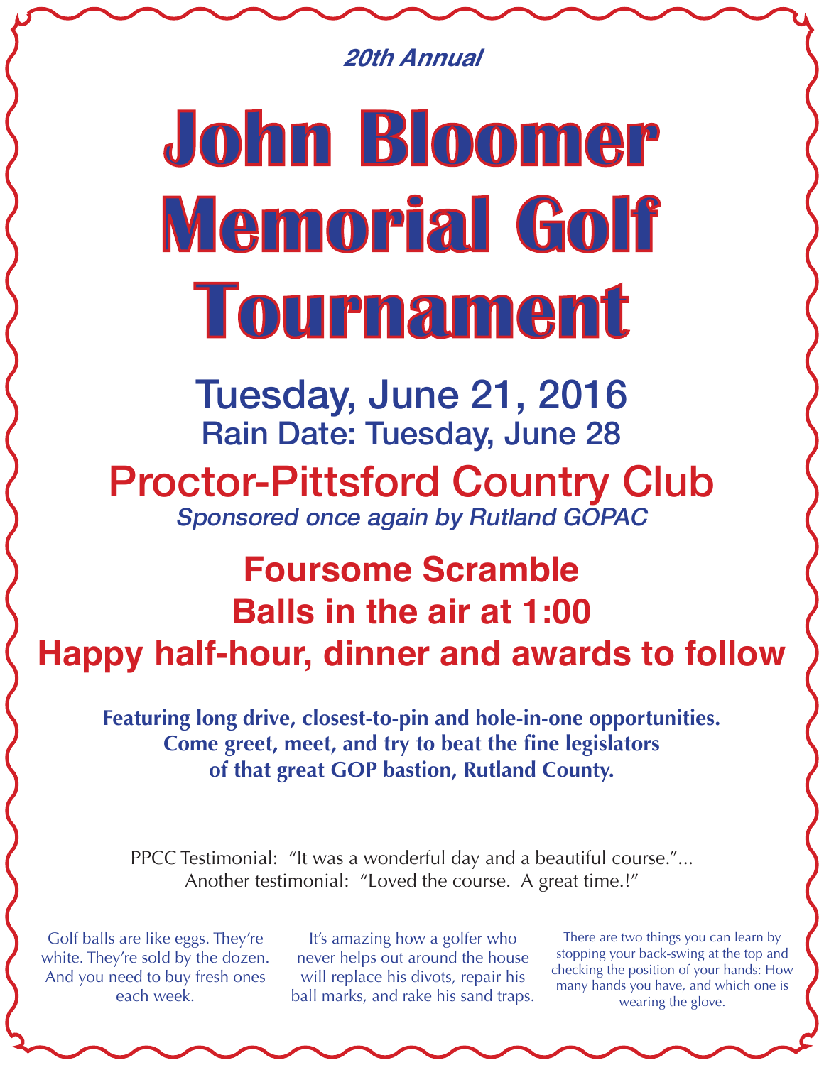*20th Annual*

# John Bloomer Memorial Golf Tournament

## Tuesday, June 21, 2016

### Rain Date: Tuesday, June 28

## Proctor-Pittsford Country Club

*Sponsored once again by Rutland GOPAC*

## Foursome Scramble

## Balls in the air at 1:00

## Happy half-hour, dinner and awards to follow

**Featuring long drive, closest-to-pin and hole-in-one opportunities.**
**Come greet, meet, and try to beat the fine legislators**
**of that great GOP bastion, Rutland County.**

PPCC Testimonial: "It was a wonderful day and a beautiful course."...
Another testimonial: "Loved the course. A great time.!"

Golf balls are like eggs. They're white. They're sold by the dozen. And you need to buy fresh ones each week.

It's amazing how a golfer who never helps out around the house will replace his divots, repair his ball marks, and rake his sand traps.

There are two things you can learn by stopping your back-swing at the top and checking the position of your hands: How many hands you have, and which one is wearing the glove.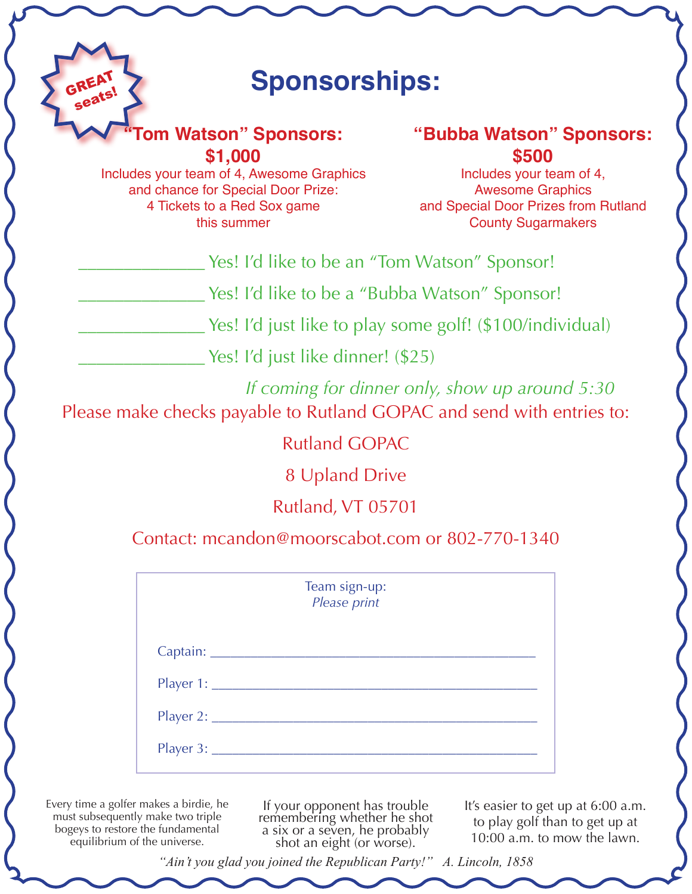GREAT seats!

# Sponsorships:

## "Tom Watson" Sponsors: $1,000

Includes your team of 4, Awesome Graphics and chance for Special Door Prize: 4 Tickets to a Red Sox game this summer

## "Bubba Watson" Sponsors: $500

Includes your team of 4, Awesome Graphics and Special Door Prizes from Rutland County Sugarmakers

_____________ Yes! I'd like to be an "Tom Watson" Sponsor!

_____________ Yes! I'd like to be a "Bubba Watson" Sponsor!

_____________ Yes! I'd just like to play some golf! ($100/individual)

_____________ Yes! I'd just like dinner! ($25)

*If coming for dinner only, show up around 5:30*

Please make checks payable to Rutland GOPAC and send with entries to:

Rutland GOPAC

8 Upland Drive

Rutland, VT 05701

Contact: mcandon@moorscabot.com or 802-770-1340

Team sign-up:
*Please print*

Captain: ________________________________________

Player 1: ________________________________________

Player 2: ________________________________________

Player 3: ________________________________________

Every time a golfer makes a birdie, he must subsequently make two triple bogeys to restore the fundamental equilibrium of the universe.

If your opponent has trouble remembering whether he shot a six or a seven, he probably shot an eight (or worse).

It's easier to get up at 6:00 a.m. to play golf than to get up at 10:00 a.m. to mow the lawn.

*"Ain't you glad you joined the Republican Party!" A. Lincoln, 1858*